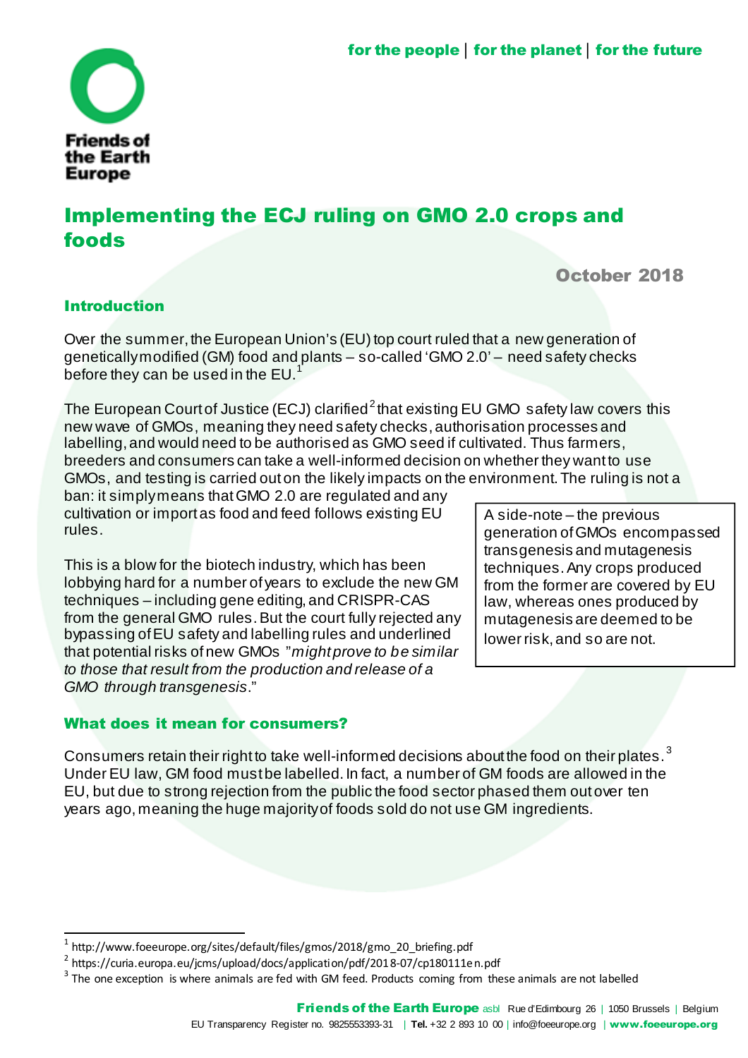for the people | for the planet | for the future

Friends of the Earth Europe

# Implementing the ECJ ruling on GMO 2.0 crops and foods

October 2018

## Introduction

Over the summer, the European Union's (EU) top court ruled that a new generation of genetically modified (GM) food and plants – so-called 'GMO 2.0' – need safety checks before they can be used in the EU.[1]

The European Court of Justice (ECJ) clarified[2] that existing EU GMO safety law covers this new wave of GMOs, meaning they need safety checks, authorisation processes and labelling, and would need to be authorised as GMO seed if cultivated. Thus farmers, breeders and consumers can take a well-informed decision on whether they want to use GMOs, and testing is carried out on the likely impacts on the environment. The ruling is not a ban: it simply means that GMO 2.0 are regulated and any cultivation or import as food and feed follows existing EU rules.

This is a blow for the biotech industry, which has been lobbying hard for a number of years to exclude the new GM techniques – including gene editing, and CRISPR-CAS from the general GMO rules. But the court fully rejected any bypassing of EU safety and labelling rules and underlined that potential risks of new GMOs "*might prove to be similar to those that result from the production and release of a GMO through transgenesis*."

> A side-note – the previous generation of GMOs encompassed transgenesis and mutagenesis techniques. Any crops produced from the former are covered by EU law, whereas ones produced by mutagenesis are deemed to be lower risk, and so are not.

## What does it mean for consumers?

Consumers retain their right to take well-informed decisions about the food on their plates.[3] Under EU law, GM food must be labelled. In fact, a number of GM foods are allowed in the EU, but due to strong rejection from the public the food sector phased them out over ten years ago, meaning the huge majority of foods sold do not use GM ingredients.

---

[1] http://www.foeeurope.org/sites/default/files/gmos/2018/gmo_20_briefing.pdf

[2] https://curia.europa.eu/jcms/upload/docs/application/pdf/2018-07/cp180111en.pdf

[3] The one exception is where animals are fed with GM feed. Products coming from these animals are not labelled

**Friends of the Earth Europe** asbl Rue d'Edimbourg 26 | 1050 Brussels | Belgium
EU Transparency Register no. 9825553393-31 | **Tel.** +32 2 893 10 00 | info@foeeurope.org | **www.foeeurope.org**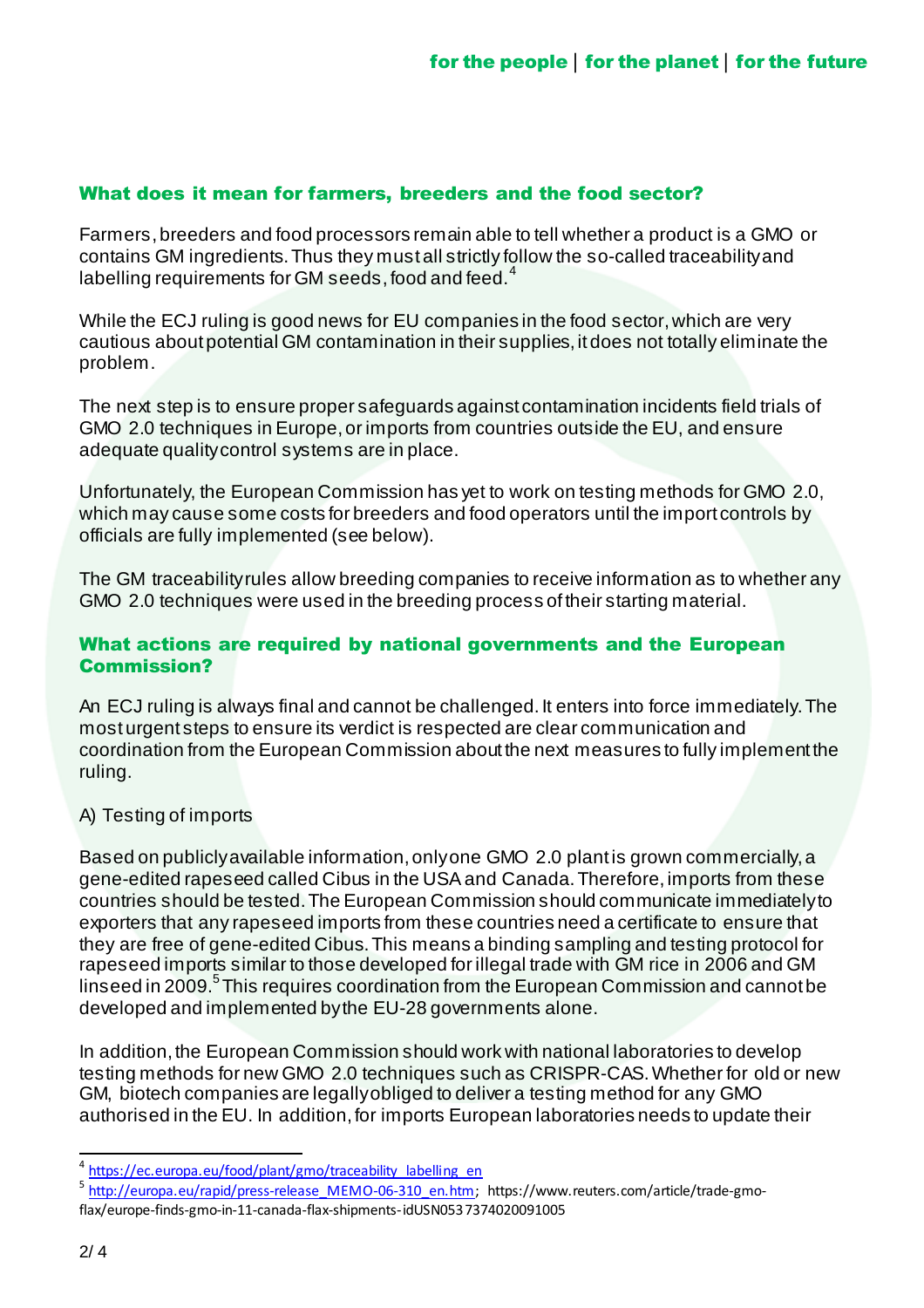## What does it mean for farmers, breeders and the food sector?

Farmers, breeders and food processors remain able to tell whether a product is a GMO or contains GM ingredients. Thus they must all strictly follow the so-called traceability and labelling requirements for GM seeds, food and feed.[4]

While the ECJ ruling is good news for EU companies in the food sector, which are very cautious about potential GM contamination in their supplies, it does not totally eliminate the problem.

The next step is to ensure proper safeguards against contamination incidents field trials of GMO 2.0 techniques in Europe, or imports from countries outside the EU, and ensure adequate quality control systems are in place.

Unfortunately, the European Commission has yet to work on testing methods for GMO 2.0, which may cause some costs for breeders and food operators until the import controls by officials are fully implemented (see below).

The GM traceability rules allow breeding companies to receive information as to whether any GMO 2.0 techniques were used in the breeding process of their starting material.

## What actions are required by national governments and the European Commission?

An ECJ ruling is always final and cannot be challenged. It enters into force immediately. The most urgent steps to ensure its verdict is respected are clear communication and coordination from the European Commission about the next measures to fully implement the ruling.

A) Testing of imports

Based on publicly available information, only one GMO 2.0 plant is grown commercially, a gene-edited rapeseed called Cibus in the USA and Canada. Therefore, imports from these countries should be tested. The European Commission should communicate immediately to exporters that any rapeseed imports from these countries need a certificate to ensure that they are free of gene-edited Cibus. This means a binding sampling and testing protocol for rapeseed imports similar to those developed for illegal trade with GM rice in 2006 and GM linseed in 2009.[5] This requires coordination from the European Commission and cannot be developed and implemented by the EU-28 governments alone.

In addition, the European Commission should work with national laboratories to develop testing methods for new GMO 2.0 techniques such as CRISPR-CAS. Whether for old or new GM, biotech companies are legally obliged to deliver a testing method for any GMO authorised in the EU. In addition, for imports European laboratories needs to update their

[4] https://ec.europa.eu/food/plant/gmo/traceability_labelling_en

[5] http://europa.eu/rapid/press-release_MEMO-06-310_en.htm; https://www.reuters.com/article/trade-gmo-flax/europe-finds-gmo-in-11-canada-flax-shipments-idUSN0537374020091005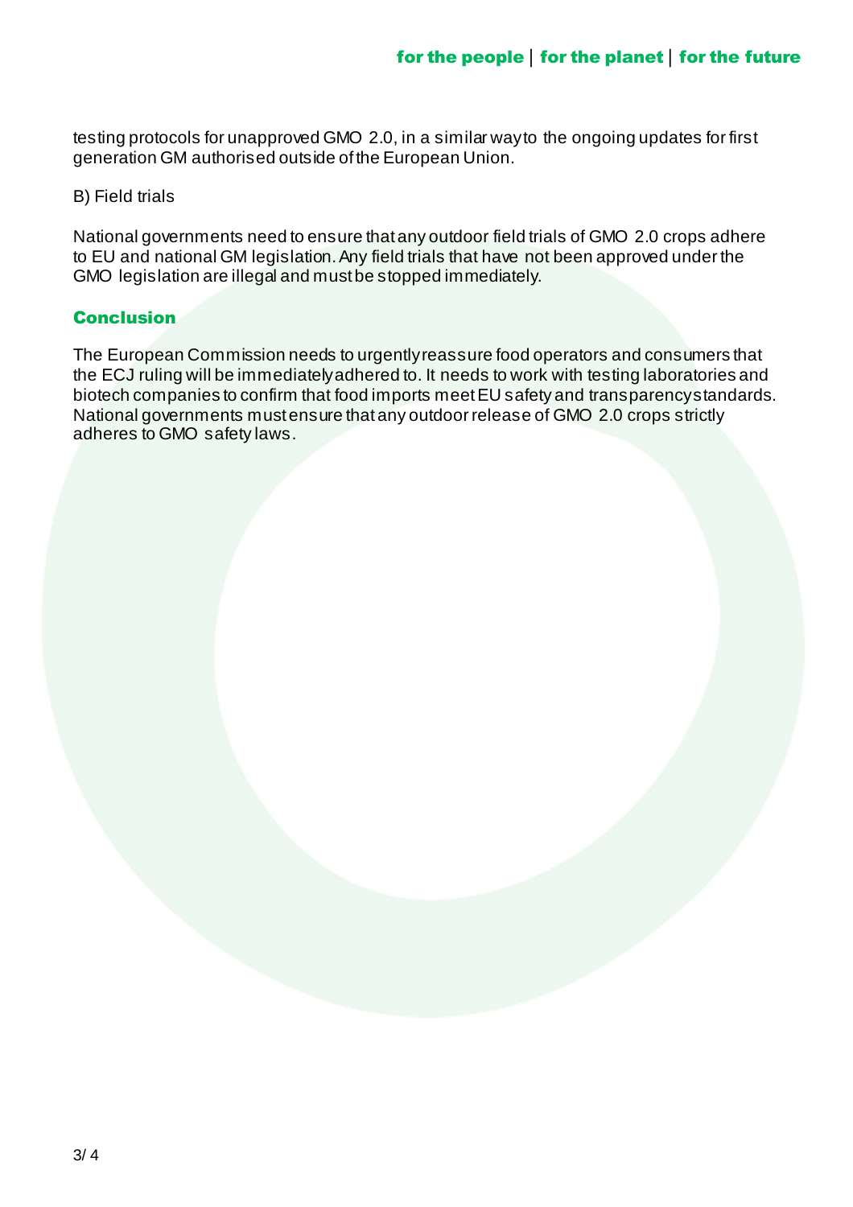testing protocols for unapproved GMO 2.0, in a similar way to the ongoing updates for first generation GM authorised outside of the European Union.

B) Field trials

National governments need to ensure that any outdoor field trials of GMO 2.0 crops adhere to EU and national GM legislation. Any field trials that have not been approved under the GMO legislation are illegal and must be stopped immediately.

## Conclusion

The European Commission needs to urgently reassure food operators and consumers that the ECJ ruling will be immediately adhered to. It needs to work with testing laboratories and biotech companies to confirm that food imports meet EU safety and transparency standards. National governments must ensure that any outdoor release of GMO 2.0 crops strictly adheres to GMO safety laws.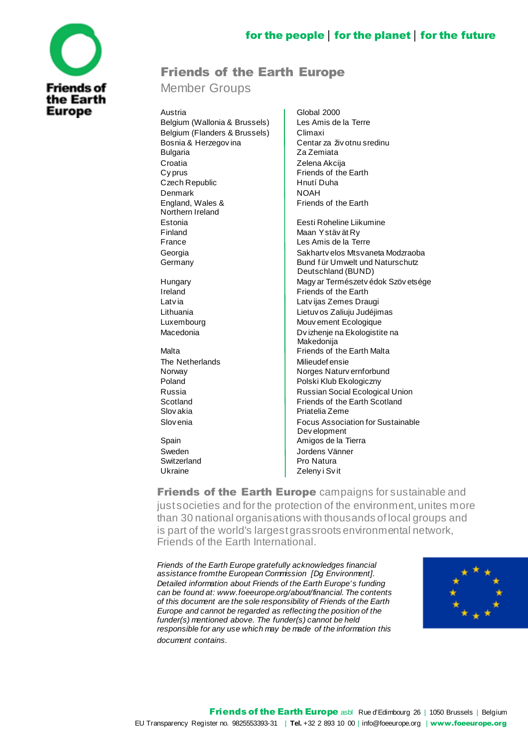**for the people** | **for the planet** | **for the future**

# Friends of the Earth Europe

## Member Groups

| | |
|---|---|
| Austria | Global 2000 |
| Belgium (Wallonia & Brussels) | Les Amis de la Terre |
| Belgium (Flanders & Brussels) | Climaxi |
| Bosnia & Herzegovina | Centar za životnu sredinu |
| Bulgaria | Za Zemiata |
| Croatia | Zelena Akcija |
| Cyprus | Friends of the Earth |
| Czech Republic | Hnutí Duha |
| Denmark | NOAH |
| England, Wales & Northern Ireland | Friends of the Earth |
| Estonia | Eesti Roheline Liikumine |
| Finland | Maan Ystävät Ry |
| France | Les Amis de la Terre |
| Georgia | Sakhartvelos Mtsvaneta Modzraoba |
| Germany | Bund für Umwelt und Naturschutz Deutschland (BUND) |
| Hungary | Magyar Természetvédok Szövetsége |
| Ireland | Friends of the Earth |
| Latvia | Latvijas Zemes Draugi |
| Lithuania | Lietuvos Zaliuju Judéjimas |
| Luxembourg | Mouvement Ecologique |
| Macedonia | Dvizhenje na Ekologistite na Makedonija |
| Malta | Friends of the Earth Malta |
| The Netherlands | Milieudefensie |
| Norway | Norges Naturvernforbund |
| Poland | Polski Klub Ekologiczny |
| Russia | Russian Social Ecological Union |
| Scotland | Friends of the Earth Scotland |
| Slovakia | Priatelia Zeme |
| Slovenia | Focus Association for Sustainable Development |
| Spain | Amigos de la Tierra |
| Sweden | Jordens Vänner |
| Switzerland | Pro Natura |
| Ukraine | Zelenyi Svit |

**Friends of the Earth Europe** campaigns for sustainable and just societies and for the protection of the environment, unites more than 30 national organisations with thousands of local groups and is part of the world's largest grassroots environmental network, Friends of the Earth International.

*Friends of the Earth Europe gratefully acknowledges financial assistance from the European Commission [Dg Environment]. Detailed information about Friends of the Earth Europe's funding can be found at: www.foeeurope.org/about/financial. The contents of this document are the sole responsibility of Friends of the Earth Europe and cannot be regarded as reflecting the position of the funder(s) mentioned above. The funder(s) cannot be held responsible for any use which may be made of the information this document contains.*

**Friends of the Earth Europe** asbl Rue d'Edimbourg 26 | 1050 Brussels | Belgium
EU Transparency Register no. 9825553393-31 | **Tel.** +32 2 893 10 00 | info@foeeurope.org | **www.foeeurope.org**